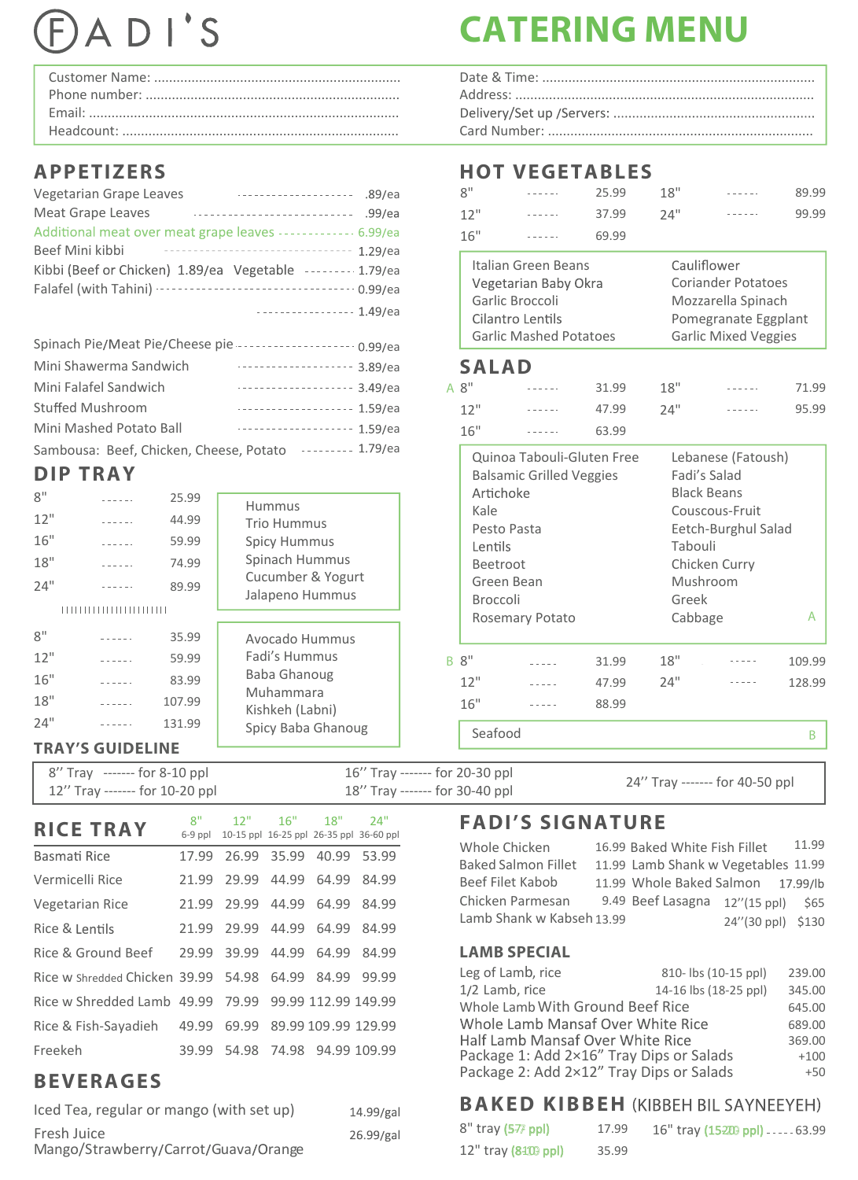# FADI'S

# CATERING MENU

Customer Name: ..................................................
Phone number: ..................................................
Email: ..................................................
Headcount: ..................................................

Date & Time: ..................................................
Address: ..................................................
Delivery/Set up /Servers: ..................................................
Card Number: ..................................................

## APPETIZERS

| Item | Price |
|---|---|
| Vegetarian Grape Leaves | .89/ea |
| Meat Grape Leaves | .99/ea |
| Additional meat over meat grape leaves | 6.99/ea |
| Beef Mini kibbi | 1.29/ea |
| Kibbi (Beef or Chicken) 1.89/ea Vegetable | 1.79/ea |
| Falafel (with Tahini) | 0.99/ea |
| | 1.49/ea |
| Spinach Pie/Meat Pie/Cheese pie | 0.99/ea |
| Mini Shawerma Sandwich | 3.89/ea |
| Mini Falafel Sandwich | 3.49/ea |
| Stuffed Mushroom | 1.59/ea |
| Mini Mashed Potato Ball | 1.59/ea |
| Sambousa: Beef, Chicken, Cheese, Potato | 1.79/ea |

## DIP TRAY

| Size | Price |
|---|---|
| 8" | 25.99 |
| 12" | 44.99 |
| 16" | 59.99 |
| 18" | 74.99 |
| 24" | 89.99 |

Hummus
Trio Hummus
Spicy Hummus
Spinach Hummus
Cucumber & Yogurt
Jalapeno Hummus

| Size | Price |
|---|---|
| 8" | 35.99 |
| 12" | 59.99 |
| 16" | 83.99 |
| 18" | 107.99 |
| 24" | 131.99 |

Avocado Hummus
Fadi's Hummus
Baba Ghanoug
Muhammara
Kishkeh (Labni)
Spicy Baba Ghanoug

## HOT VEGETABLES

| Size | Price | Size | Price |
|---|---|---|---|
| 8" | 25.99 | 18" | 89.99 |
| 12" | 37.99 | 24" | 99.99 |
| 16" | 69.99 | | |

| | |
|---|---|
| Italian Green Beans | Cauliflower |
| Vegetarian Baby Okra | Coriander Potatoes |
| Garlic Broccoli | Mozzarella Spinach |
| Cilantro Lentils | Pomegranate Eggplant |
| Garlic Mashed Potatoes | Garlic Mixed Veggies |

## SALAD

A

| Size | Price | Size | Price |
|---|---|---|---|
| 8" | 31.99 | 18" | 71.99 |
| 12" | 47.99 | 24" | 95.99 |
| 16" | 63.99 | | |

| | |
|---|---|
| Quinoa Tabouli-Gluten Free | Lebanese (Fatoush) |
| Balsamic Grilled Veggies | Fadi's Salad |
| Artichoke | Black Beans |
| Kale | Couscous-Fruit |
| Pesto Pasta | Eetch-Burghul Salad |
| Lentils | Tabouli |
| Beetroot | Chicken Curry |
| Green Bean | Mushroom |
| Broccoli | Greek |
| Rosemary Potato | Cabbage |

A

B

| Size | Price | Size | Price |
|---|---|---|---|
| 8" | 31.99 | 18" | 109.99 |
| 12" | 47.99 | 24" | 128.99 |
| 16" | 88.99 | | |

Seafood — B

### TRAY'S GUIDELINE

8" Tray ------- for 8-10 ppl
12" Tray ------- for 10-20 ppl
16" Tray ------- for 20-30 ppl
18" Tray ------- for 30-40 ppl
24" Tray ------- for 40-50 ppl

## RICE TRAY

| | 8" 6-9 ppl | 12" 10-15 ppl | 16" 16-25 ppl | 18" 26-35 ppl | 24" 36-60 ppl |
|---|---|---|---|---|---|
| Basmati Rice | 17.99 | 26.99 | 35.99 | 40.99 | 53.99 |
| Vermicelli Rice | 21.99 | 29.99 | 44.99 | 64.99 | 84.99 |
| Vegetarian Rice | 21.99 | 29.99 | 44.99 | 64.99 | 84.99 |
| Rice & Lentils | 21.99 | 29.99 | 44.99 | 64.99 | 84.99 |
| Rice & Ground Beef | 29.99 | 39.99 | 44.99 | 64.99 | 84.99 |
| Rice w Shredded Chicken | 39.99 | 54.98 | 64.99 | 84.99 | 99.99 |
| Rice w Shredded Lamb | 49.99 | 79.99 | 99.99 | 112.99 | 149.99 |
| Rice & Fish-Sayadieh | 49.99 | 69.99 | 89.99 | 109.99 | 129.99 |
| Freekeh | 39.99 | 54.98 | 74.98 | 94.99 | 109.99 |

## BEVERAGES

| Item | Price |
|---|---|
| Iced Tea, regular or mango (with set up) | 14.99/gal |
| Fresh Juice Mango/Strawberry/Carrot/Guava/Orange | 26.99/gal |

## FADI'S SIGNATURE

| Item | Price | Item | Price |
|---|---|---|---|
| Whole Chicken | 16.99 | Baked White Fish Fillet | 11.99 |
| Baked Salmon Fillet | 11.99 | Lamb Shank w Vegetables | 11.99 |
| Beef Filet Kabob | 11.99 | Whole Baked Salmon | 17.99/lb |
| Chicken Parmesan | 9.49 | Beef Lasagna 12"(15 ppl) | $65 |
| Lamb Shank w Kabseh | 13.99 | 24"(30 ppl) | $130 |

### LAMB SPECIAL

| Item | Size | Price |
|---|---|---|
| Leg of Lamb, rice | 810- lbs (10-15 ppl) | 239.00 |
| 1/2 Lamb, rice | 14-16 lbs (18-25 ppl) | 345.00 |
| Whole Lamb With Ground Beef Rice | | 645.00 |
| Whole Lamb Mansaf Over White Rice | | 689.00 |
| Half Lamb Mansaf Over White Rice | | 369.00 |
| Package 1: Add 2×16" Tray Dips or Salads | | +100 |
| Package 2: Add 2×12" Tray Dips or Salads | | +50 |

## BAKED KIBBEH (KIBBEH BIL SAYNEEYEH)

| Tray | Price |
|---|---|
| 8" tray (57 ppl) | 17.99 |
| 12" tray (810 ppl) | 35.99 |
| 16" tray (1520 ppl) | 63.99 |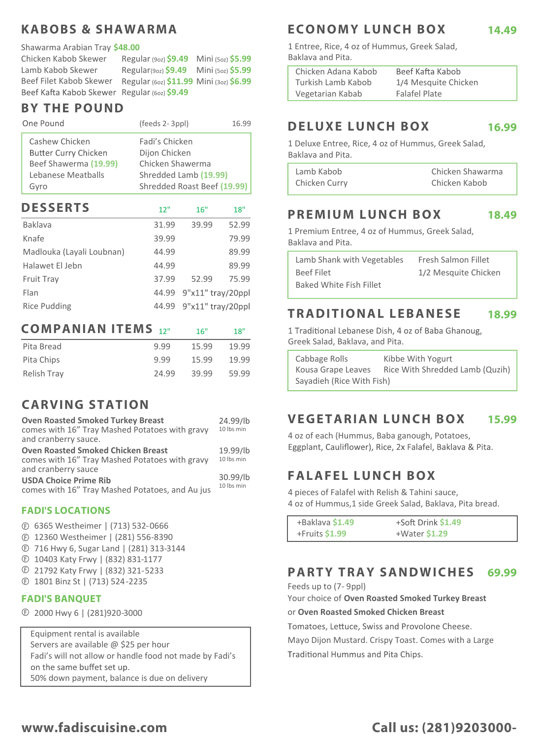## KABOBS & SHAWARMA

Shawarma Arabian Tray **$48.00**

| | | |
|---|---|---|
| Chicken Kabob Skewer | Regular (9oz) $9.49 | Mini (5oz) $5.99 |
| Lamb Kabob Skewer | Regular(9oz) $9.49 | Mini (5oz) $5.99 |
| Beef Filet Kabob Skewer | Regular (6oz) $11.99 | Mini (3oz) $6.99 |
| Beef Kafta Kabob Skewer | Regular (6oz) $9.49 | |

## BY THE POUND

One Pound (feeds 2- 3ppl) 16.99

| | |
|---|---|
| Cashew Chicken | Fadi's Chicken |
| Butter Curry Chicken | Dijon Chicken |
| Beef Shawerma (19.99) | Chicken Shawerma |
| Lebanese Meatballs | Shredded Lamb (19.99) |
| Gyro | Shredded Roast Beef (19.99) |

## DESSERTS

| | 12" | 16" | 18" |
|---|---|---|---|
| Baklava | 31.99 | 39.99 | 52.99 |
| Knafe | 39.99 | | 79.99 |
| Madlouka (Layali Loubnan) | 44.99 | | 89.99 |
| Halawet El Jebn | 44.99 | | 89.99 |
| Fruit Tray | 37.99 | 52.99 | 75.99 |
| Flan | 44.99 | 9"x11" tray/20ppl | |
| Rice Pudding | 44.99 | 9"x11" tray/20ppl | |

## COMPANIAN ITEMS

| | 12" | 16" | 18" |
|---|---|---|---|
| Pita Bread | 9.99 | 15.99 | 19.99 |
| Pita Chips | 9.99 | 15.99 | 19.99 |
| Relish Tray | 24.99 | 39.99 | 59.99 |

## CARVING STATION

**Oven Roasted Smoked Turkey Breast** — 24.99/lb (10 lbs min)
comes with 16" Tray Mashed Potatoes with gravy and cranberry sauce.

**Oven Roasted Smoked Chicken Breast** — 19.99/lb (10 lbs min)
comes with 16" Tray Mashed Potatoes with gravy and cranberry sauce

**USDA Choice Prime Rib** — 30.99/lb (10 lbs min)
comes with 16" Tray Mashed Potatoes, and Au jus

## FADI'S LOCATIONS

- 6365 Westheimer | (713) 532-0666
- 12360 Westheimer | (281) 556-8390
- 716 Hwy 6, Sugar Land | (281) 313-3144
- 10403 Katy Frwy | (832) 831-1177
- 21792 Katy Frwy | (832) 321-5233
- 1801 Binz St | (713) 524-2235

## FADI'S BANQUET

- 2000 Hwy 6 | (281)920-3000

Equipment rental is available
Servers are available @ $25 per hour
Fadi's will not allow or handle food not made by Fadi's on the same buffet set up.
50% down payment, balance is due on delivery

## ECONOMY LUNCH BOX 14.49

1 Entree, Rice, 4 oz of Hummus, Greek Salad, Baklava and Pita.

| | |
|---|---|
| Chicken Adana Kabob | Beef Kafta Kabob |
| Turkish Lamb Kabob | 1/4 Mesquite Chicken |
| Vegetarian Kabab | Falafel Plate |

## DELUXE LUNCH BOX 16.99

1 Deluxe Entree, Rice, 4 oz of Hummus, Greek Salad, Baklava and Pita.

| | |
|---|---|
| Lamb Kabob | Chicken Shawarma |
| Chicken Curry | Chicken Kabob |

## PREMIUM LUNCH BOX 18.49

1 Premium Entree, 4 oz of Hummus, Greek Salad, Baklava and Pita.

| | |
|---|---|
| Lamb Shank with Vegetables | Fresh Salmon Fillet |
| Beef Filet | 1/2 Mesquite Chicken |
| Baked White Fish Fillet | |

## TRADITIONAL LEBANESE 18.99

1 Traditional Lebanese Dish, 4 oz of Baba Ghanoug, Greek Salad, Baklava, and Pita.

| | |
|---|---|
| Cabbage Rolls | Kibbe With Yogurt |
| Kousa Grape Leaves | Rice With Shredded Lamb (Quzih) |
| Sayadieh (Rice With Fish) | |

## VEGETARIAN LUNCH BOX 15.99

4 oz of each (Hummus, Baba ganoush, Potatoes, Eggplant, Cauliflower), Rice, 2x Falafel, Baklava & Pita.

## FALAFEL LUNCH BOX

4 pieces of Falafel with Relish & Tahini sauce, 4 oz of Hummus,1 side Greek Salad, Baklava, Pita bread.

| | |
|---|---|
| +Baklava $1.49 | +Soft Drink $1.49 |
| +Fruits $1.99 | +Water $1.29 |

## PARTY TRAY SANDWICHES 69.99

Feeds up to (7- 9ppl)
Your choice of **Oven Roasted Smoked Turkey Breast** or **Oven Roasted Smoked Chicken Breast**
Tomatoes, Lettuce, Swiss and Provolone Cheese.
Mayo Dijon Mustard. Crispy Toast. Comes with a Large Traditional Hummus and Pita Chips.

**www.fadiscuisine.com**

**Call us: (281)9203000-**